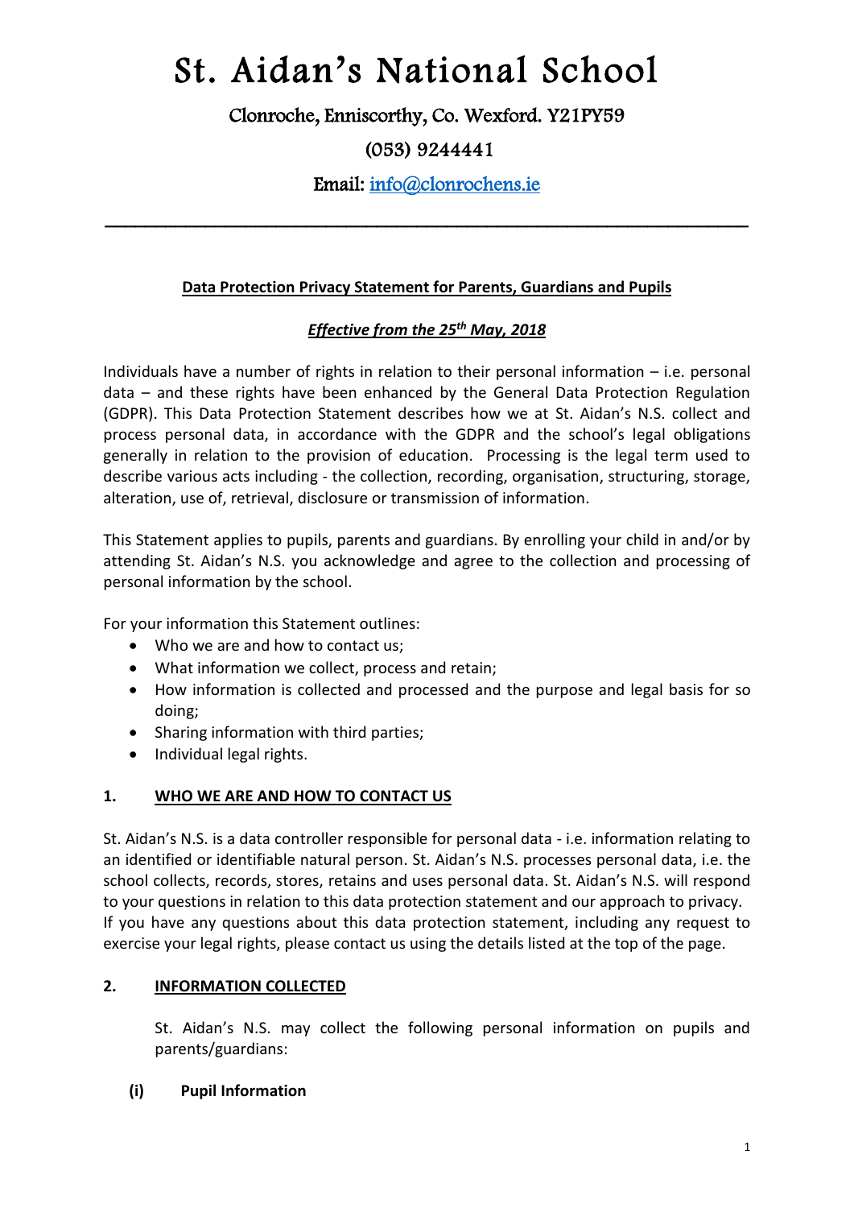# St. Aidan's National School

Clonroche, Enniscorthy, Co. Wexford. Y21PY59

(053) 9244441

Email: info@clonrochens.ie

---

**Data Protection Privacy Statement for Parents, Guardians and Pupils**

***Effective from the 25th May, 2018***

Individuals have a number of rights in relation to their personal information – i.e. personal data – and these rights have been enhanced by the General Data Protection Regulation (GDPR). This Data Protection Statement describes how we at St. Aidan's N.S. collect and process personal data, in accordance with the GDPR and the school's legal obligations generally in relation to the provision of education. Processing is the legal term used to describe various acts including - the collection, recording, organisation, structuring, storage, alteration, use of, retrieval, disclosure or transmission of information.

This Statement applies to pupils, parents and guardians. By enrolling your child in and/or by attending St. Aidan's N.S. you acknowledge and agree to the collection and processing of personal information by the school.

For your information this Statement outlines:

- Who we are and how to contact us;
- What information we collect, process and retain;
- How information is collected and processed and the purpose and legal basis for so doing;
- Sharing information with third parties;
- Individual legal rights.

## 1. WHO WE ARE AND HOW TO CONTACT US

St. Aidan's N.S. is a data controller responsible for personal data - i.e. information relating to an identified or identifiable natural person. St. Aidan's N.S. processes personal data, i.e. the school collects, records, stores, retains and uses personal data. St. Aidan's N.S. will respond to your questions in relation to this data protection statement and our approach to privacy. If you have any questions about this data protection statement, including any request to exercise your legal rights, please contact us using the details listed at the top of the page.

## 2. INFORMATION COLLECTED

St. Aidan's N.S. may collect the following personal information on pupils and parents/guardians:

### (i) Pupil Information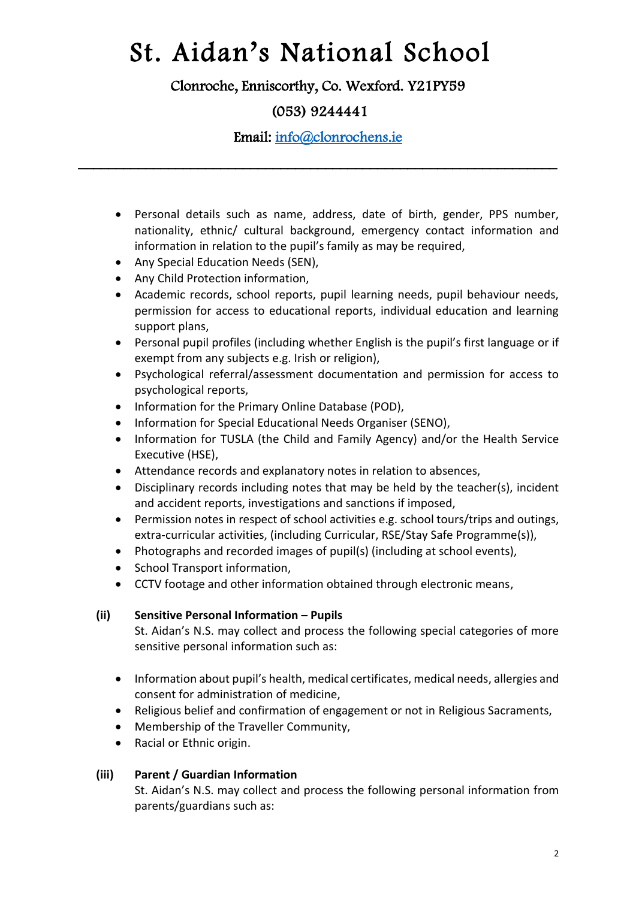- Personal details such as name, address, date of birth, gender, PPS number, nationality, ethnic/ cultural background, emergency contact information and information in relation to the pupil's family as may be required,
- Any Special Education Needs (SEN),
- Any Child Protection information,
- Academic records, school reports, pupil learning needs, pupil behaviour needs, permission for access to educational reports, individual education and learning support plans,
- Personal pupil profiles (including whether English is the pupil's first language or if exempt from any subjects e.g. Irish or religion),
- Psychological referral/assessment documentation and permission for access to psychological reports,
- Information for the Primary Online Database (POD),
- Information for Special Educational Needs Organiser (SENO),
- Information for TUSLA (the Child and Family Agency) and/or the Health Service Executive (HSE),
- Attendance records and explanatory notes in relation to absences,
- Disciplinary records including notes that may be held by the teacher(s), incident and accident reports, investigations and sanctions if imposed,
- Permission notes in respect of school activities e.g. school tours/trips and outings, extra-curricular activities, (including Curricular, RSE/Stay Safe Programme(s)),
- Photographs and recorded images of pupil(s) (including at school events),
- School Transport information,
- CCTV footage and other information obtained through electronic means,

**(ii) Sensitive Personal Information – Pupils**

St. Aidan's N.S. may collect and process the following special categories of more sensitive personal information such as:

- Information about pupil's health, medical certificates, medical needs, allergies and consent for administration of medicine,
- Religious belief and confirmation of engagement or not in Religious Sacraments,
- Membership of the Traveller Community,
- Racial or Ethnic origin.

**(iii) Parent / Guardian Information**

St. Aidan's N.S. may collect and process the following personal information from parents/guardians such as: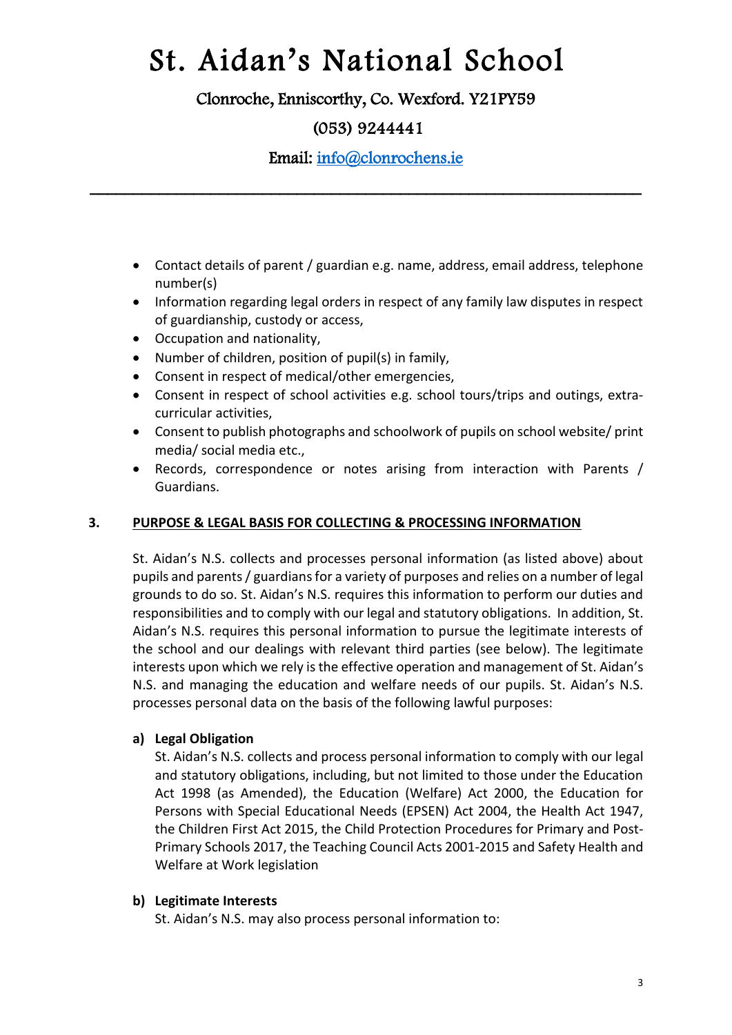- Contact details of parent / guardian e.g. name, address, email address, telephone number(s)
- Information regarding legal orders in respect of any family law disputes in respect of guardianship, custody or access,
- Occupation and nationality,
- Number of children, position of pupil(s) in family,
- Consent in respect of medical/other emergencies,
- Consent in respect of school activities e.g. school tours/trips and outings, extra-curricular activities,
- Consent to publish photographs and schoolwork of pupils on school website/ print media/ social media etc.,
- Records, correspondence or notes arising from interaction with Parents / Guardians.

## 3. PURPOSE & LEGAL BASIS FOR COLLECTING & PROCESSING INFORMATION

St. Aidan's N.S. collects and processes personal information (as listed above) about pupils and parents / guardians for a variety of purposes and relies on a number of legal grounds to do so. St. Aidan's N.S. requires this information to perform our duties and responsibilities and to comply with our legal and statutory obligations. In addition, St. Aidan's N.S. requires this personal information to pursue the legitimate interests of the school and our dealings with relevant third parties (see below). The legitimate interests upon which we rely is the effective operation and management of St. Aidan's N.S. and managing the education and welfare needs of our pupils. St. Aidan's N.S. processes personal data on the basis of the following lawful purposes:

**a) Legal Obligation**

St. Aidan's N.S. collects and process personal information to comply with our legal and statutory obligations, including, but not limited to those under the Education Act 1998 (as Amended), the Education (Welfare) Act 2000, the Education for Persons with Special Educational Needs (EPSEN) Act 2004, the Health Act 1947, the Children First Act 2015, the Child Protection Procedures for Primary and Post-Primary Schools 2017, the Teaching Council Acts 2001-2015 and Safety Health and Welfare at Work legislation

**b) Legitimate Interests**

St. Aidan's N.S. may also process personal information to: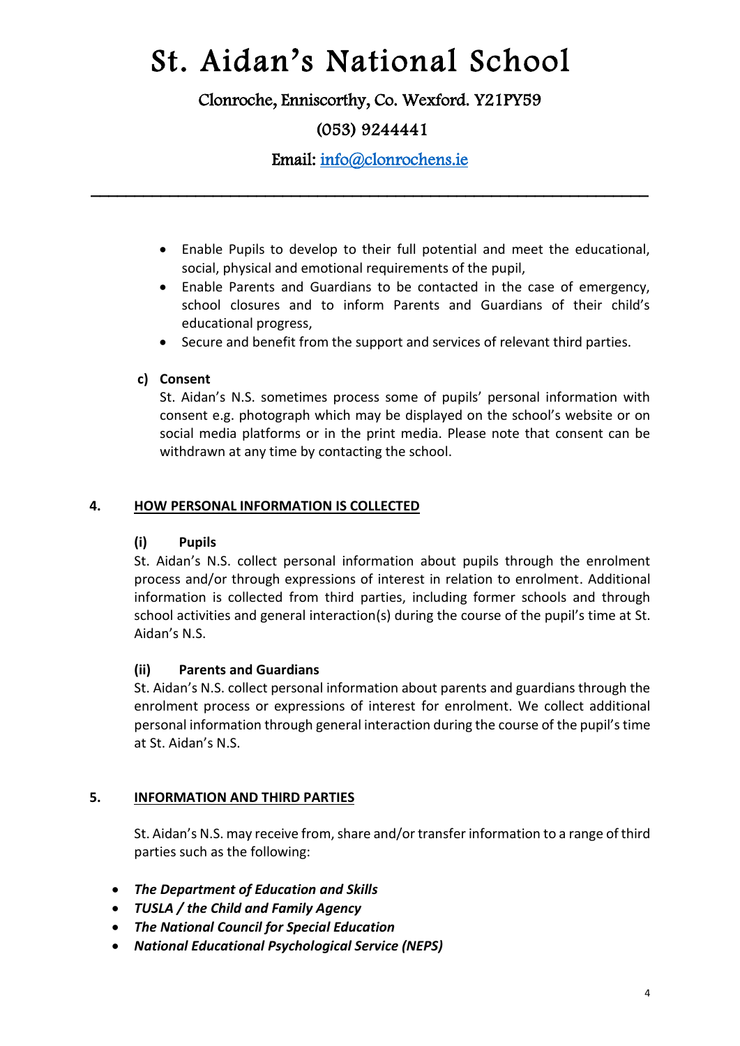- Enable Pupils to develop to their full potential and meet the educational, social, physical and emotional requirements of the pupil,
- Enable Parents and Guardians to be contacted in the case of emergency, school closures and to inform Parents and Guardians of their child's educational progress,
- Secure and benefit from the support and services of relevant third parties.

**c) Consent**

St. Aidan's N.S. sometimes process some of pupils' personal information with consent e.g. photograph which may be displayed on the school's website or on social media platforms or in the print media. Please note that consent can be withdrawn at any time by contacting the school.

## 4. HOW PERSONAL INFORMATION IS COLLECTED

**(i) Pupils**

St. Aidan's N.S. collect personal information about pupils through the enrolment process and/or through expressions of interest in relation to enrolment. Additional information is collected from third parties, including former schools and through school activities and general interaction(s) during the course of the pupil's time at St. Aidan's N.S.

**(ii) Parents and Guardians**

St. Aidan's N.S. collect personal information about parents and guardians through the enrolment process or expressions of interest for enrolment. We collect additional personal information through general interaction during the course of the pupil's time at St. Aidan's N.S.

## 5. INFORMATION AND THIRD PARTIES

St. Aidan's N.S. may receive from, share and/or transfer information to a range of third parties such as the following:

- ***The Department of Education and Skills***
- ***TUSLA / the Child and Family Agency***
- ***The National Council for Special Education***
- ***National Educational Psychological Service (NEPS)***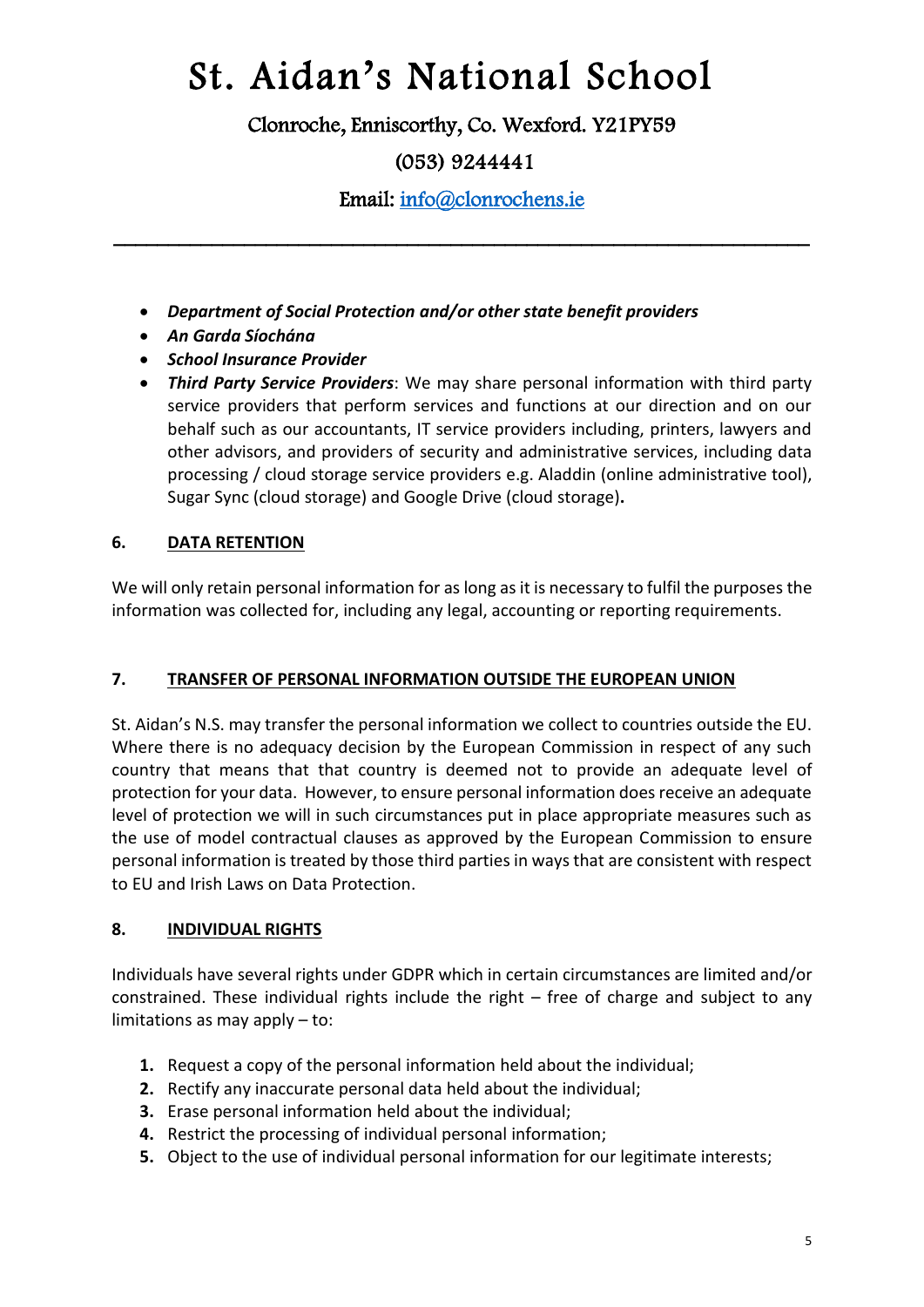- ***Department of Social Protection and/or other state benefit providers***
- ***An Garda Síochána***
- ***School Insurance Provider***
- ***Third Party Service Providers***: We may share personal information with third party service providers that perform services and functions at our direction and on our behalf such as our accountants, IT service providers including, printers, lawyers and other advisors, and providers of security and administrative services, including data processing / cloud storage service providers e.g. Aladdin (online administrative tool), Sugar Sync (cloud storage) and Google Drive (cloud storage)**.**

## 6. DATA RETENTION

We will only retain personal information for as long as it is necessary to fulfil the purposes the information was collected for, including any legal, accounting or reporting requirements.

## 7. TRANSFER OF PERSONAL INFORMATION OUTSIDE THE EUROPEAN UNION

St. Aidan's N.S. may transfer the personal information we collect to countries outside the EU. Where there is no adequacy decision by the European Commission in respect of any such country that means that that country is deemed not to provide an adequate level of protection for your data. However, to ensure personal information does receive an adequate level of protection we will in such circumstances put in place appropriate measures such as the use of model contractual clauses as approved by the European Commission to ensure personal information is treated by those third parties in ways that are consistent with respect to EU and Irish Laws on Data Protection.

## 8. INDIVIDUAL RIGHTS

Individuals have several rights under GDPR which in certain circumstances are limited and/or constrained. These individual rights include the right – free of charge and subject to any limitations as may apply – to:

1. Request a copy of the personal information held about the individual;
2. Rectify any inaccurate personal data held about the individual;
3. Erase personal information held about the individual;
4. Restrict the processing of individual personal information;
5. Object to the use of individual personal information for our legitimate interests;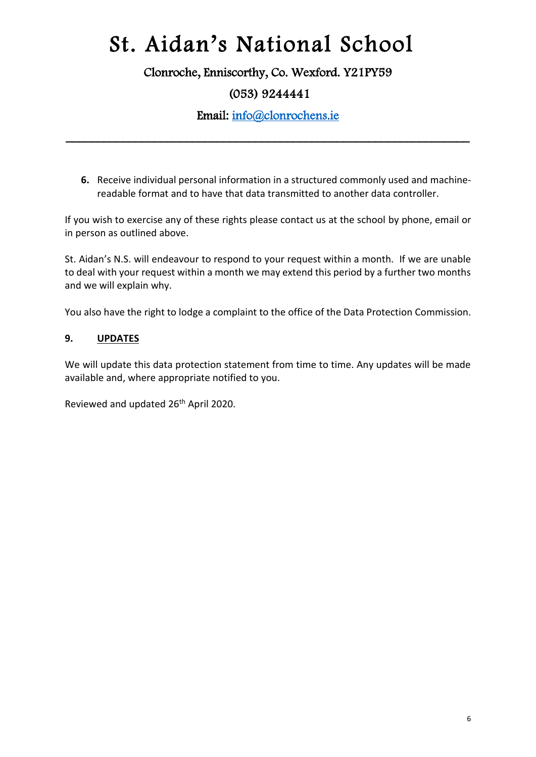6. Receive individual personal information in a structured commonly used and machine-readable format and to have that data transmitted to another data controller.

If you wish to exercise any of these rights please contact us at the school by phone, email or in person as outlined above.

St. Aidan's N.S. will endeavour to respond to your request within a month. If we are unable to deal with your request within a month we may extend this period by a further two months and we will explain why.

You also have the right to lodge a complaint to the office of the Data Protection Commission.

## 9. UPDATES

We will update this data protection statement from time to time. Any updates will be made available and, where appropriate notified to you.

Reviewed and updated 26th April 2020.